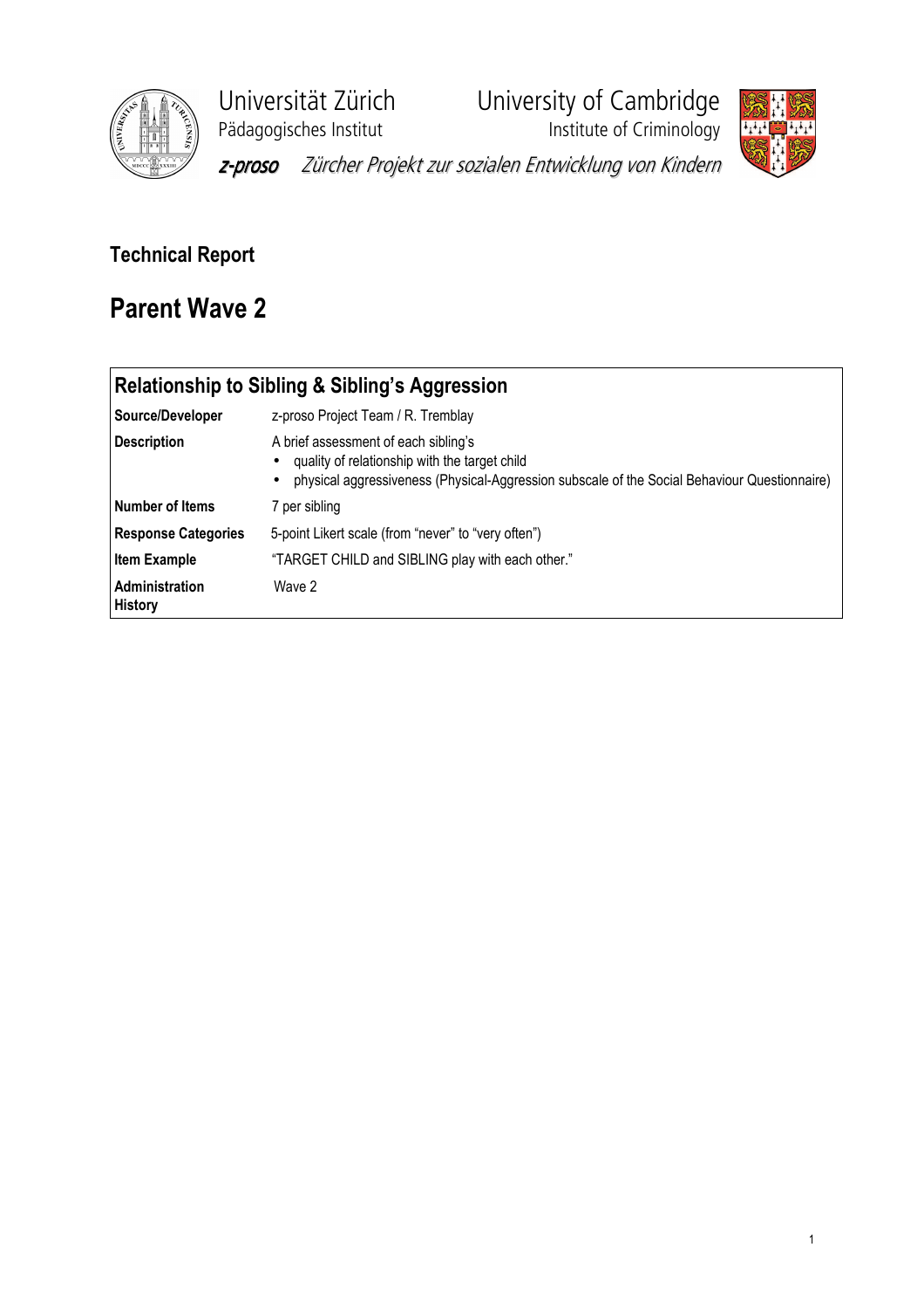Universität Zürich
Pädagogisches Institut

University of Cambridge
Institute of Criminology

*z-proso* *Zürcher Projekt zur sozialen Entwicklung von Kindern*

**Technical Report**

# Parent Wave 2

| **Relationship to Sibling & Sibling's Aggression** | |
|---|---|
| **Source/Developer** | z-proso Project Team / R. Tremblay |
| **Description** | A brief assessment of each sibling's<br>• quality of relationship with the target child<br>• physical aggressiveness (Physical-Aggression subscale of the Social Behaviour Questionnaire) |
| **Number of Items** | 7 per sibling |
| **Response Categories** | 5-point Likert scale (from "never" to "very often") |
| **Item Example** | "TARGET CHILD and SIBLING play with each other." |
| **Administration History** | Wave 2 |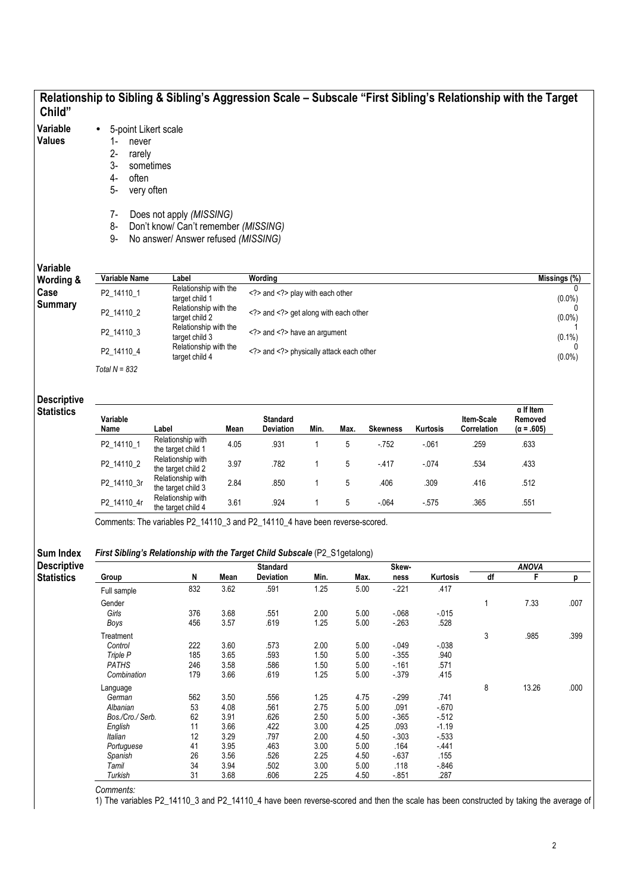## Relationship to Sibling & Sibling's Aggression Scale – Subscale "First Sibling's Relationship with the Target Child"

**Variable Values**

- 5-point Likert scale
  1- never
  2- rarely
  3- sometimes
  4- often
  5- very often

  7- Does not apply *(MISSING)*
  8- Don't know/ Can't remember *(MISSING)*
  9- No answer/ Answer refused *(MISSING)*

**Variable Wording & Case Summary**

| Variable Name | Label | Wording | Missings (%) |
|---|---|---|---|
| P2_14110_1 | Relationship with the target child 1 | <?> and <?> play with each other | 0 (0.0%) |
| P2_14110_2 | Relationship with the target child 2 | <?> and <?> get along with each other | 0 (0.0%) |
| P2_14110_3 | Relationship with the target child 3 | <?> and <?> have an argument | 1 (0.1%) |
| P2_14110_4 | Relationship with the target child 4 | <?> and <?> physically attack each other | 0 (0.0%) |

*Total N = 832*

**Descriptive Statistics**

| Variable Name | Label | Mean | Standard Deviation | Min. | Max. | Skewness | Kurtosis | Item-Scale Correlation | α If Item Removed (α = .605) |
|---|---|---|---|---|---|---|---|---|---|
| P2_14110_1 | Relationship with the target child 1 | 4.05 | .931 | 1 | 5 | -.752 | -.061 | .259 | .633 |
| P2_14110_2 | Relationship with the target child 2 | 3.97 | .782 | 1 | 5 | -.417 | -.074 | .534 | .433 |
| P2_14110_3r | Relationship with the target child 3 | 2.84 | .850 | 1 | 5 | .406 | .309 | .416 | .512 |
| P2_14110_4r | Relationship with the target child 4 | 3.61 | .924 | 1 | 5 | -.064 | -.575 | .365 | .551 |

Comments: The variables P2_14110_3 and P2_14110_4 have been reverse-scored.

**Sum Index Descriptive Statistics**

***First Sibling's Relationship with the Target Child Subscale*** (P2_S1getalong)

| Group | N | Mean | Standard Deviation | Min. | Max. | Skewness | Kurtosis | ANOVA df | ANOVA F | ANOVA p |
|---|---|---|---|---|---|---|---|---|---|---|
| Full sample | 832 | 3.62 | .591 | 1.25 | 5.00 | -.221 | .417 | | | |
| Gender | | | | | | | | 1 | 7.33 | .007 |
| *Girls* | 376 | 3.68 | .551 | 2.00 | 5.00 | -.068 | -.015 | | | |
| *Boys* | 456 | 3.57 | .619 | 1.25 | 5.00 | -.263 | .528 | | | |
| Treatment | | | | | | | | 3 | .985 | .399 |
| *Control* | 222 | 3.60 | .573 | 2.00 | 5.00 | -.049 | -.038 | | | |
| *Triple P* | 185 | 3.65 | .593 | 1.50 | 5.00 | -.355 | .940 | | | |
| *PATHS* | 246 | 3.58 | .586 | 1.50 | 5.00 | -.161 | .571 | | | |
| *Combination* | 179 | 3.66 | .619 | 1.25 | 5.00 | -.379 | .415 | | | |
| Language | | | | | | | | 8 | 13.26 | .000 |
| *German* | 562 | 3.50 | .556 | 1.25 | 4.75 | -.299 | .741 | | | |
| *Albanian* | 53 | 4.08 | .561 | 2.75 | 5.00 | .091 | -.670 | | | |
| *Bos./Cro./ Serb.* | 62 | 3.91 | .626 | 2.50 | 5.00 | -.365 | -.512 | | | |
| *English* | 11 | 3.66 | .422 | 3.00 | 4.25 | .093 | -1.19 | | | |
| *Italian* | 12 | 3.29 | .797 | 2.00 | 4.50 | -.303 | -.533 | | | |
| *Portuguese* | 41 | 3.95 | .463 | 3.00 | 5.00 | .164 | -.441 | | | |
| *Spanish* | 26 | 3.56 | .526 | 2.25 | 4.50 | -.637 | .155 | | | |
| *Tamil* | 34 | 3.94 | .502 | 3.00 | 5.00 | .118 | -.846 | | | |
| *Turkish* | 31 | 3.68 | .606 | 2.25 | 4.50 | -.851 | .287 | | | |

*Comments:*

1) The variables P2_14110_3 and P2_14110_4 have been reverse-scored and then the scale has been constructed by taking the average of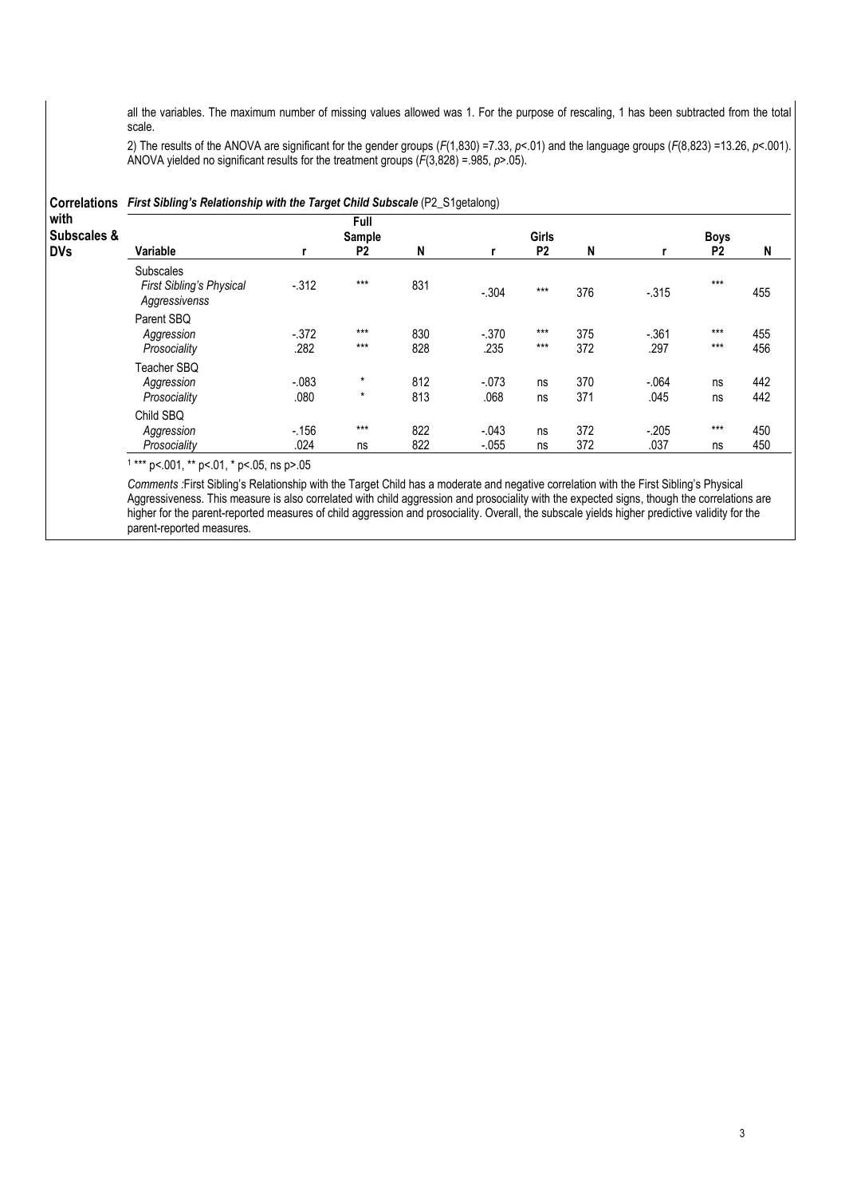all the variables. The maximum number of missing values allowed was 1. For the purpose of rescaling, 1 has been subtracted from the total scale.

2) The results of the ANOVA are significant for the gender groups ($F(1,830) = 7.33$, $p < .01$) and the language groups ($F(8,823) = 13.26$, $p < .001$). ANOVA yielded no significant results for the treatment groups ($F(3,828) = .985$, $p > .05$).

**Correlations with Subscales & DVs**

***First Sibling's Relationship with the Target Child Subscale*** (P2_S1getalong)

| Variable | Full Sample r | Full Sample P2 | Full Sample N | Girls r | Girls P2 | Girls N | Boys r | Boys P2 | Boys N |
|---|---|---|---|---|---|---|---|---|---|
| Subscales | | | | | | | | | |
| *First Sibling's Physical Aggressivenss* | -.312 | *** | 831 | -.304 | *** | 376 | -.315 | *** | 455 |
| Parent SBQ | | | | | | | | | |
| *Aggression* | -.372 | *** | 830 | -.370 | *** | 375 | -.361 | *** | 455 |
| *Prosociality* | .282 | *** | 828 | .235 | *** | 372 | .297 | *** | 456 |
| Teacher SBQ | | | | | | | | | |
| *Aggression* | -.083 | * | 812 | -.073 | ns | 370 | -.064 | ns | 442 |
| *Prosociality* | .080 | * | 813 | .068 | ns | 371 | .045 | ns | 442 |
| Child SBQ | | | | | | | | | |
| *Aggression* | -.156 | *** | 822 | -.043 | ns | 372 | -.205 | *** | 450 |
| *Prosociality* | .024 | ns | 822 | -.055 | ns | 372 | .037 | ns | 450 |

[1] *** p<.001, ** p<.01, * p<.05, ns p>.05

*Comments* :First Sibling's Relationship with the Target Child has a moderate and negative correlation with the First Sibling's Physical Aggressiveness. This measure is also correlated with child aggression and prosociality with the expected signs, though the correlations are higher for the parent-reported measures of child aggression and prosociality. Overall, the subscale yields higher predictive validity for the parent-reported measures.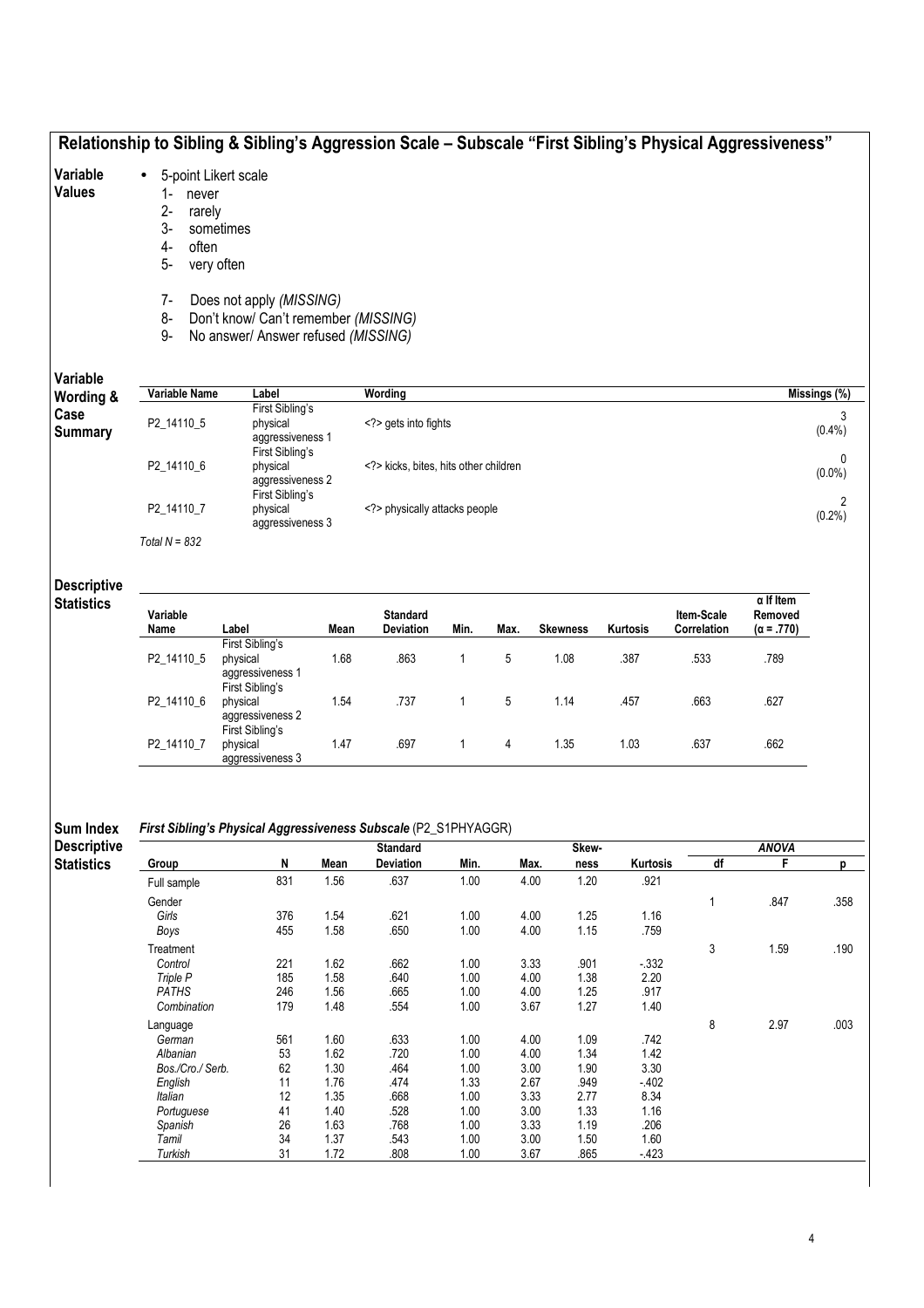## Relationship to Sibling & Sibling's Aggression Scale – Subscale "First Sibling's Physical Aggressiveness"

**Variable Values**

- 5-point Likert scale
  1- never
  2- rarely
  3- sometimes
  4- often
  5- very often

  7- Does not apply *(MISSING)*
  8- Don't know/ Can't remember *(MISSING)*
  9- No answer/ Answer refused *(MISSING)*

**Variable Wording & Case Summary**

| Variable Name | Label | Wording | Missings (%) |
|---|---|---|---|
| P2_14110_5 | First Sibling's physical aggressiveness 1 | <?> gets into fights | 3 (0.4%) |
| P2_14110_6 | First Sibling's physical aggressiveness 2 | <?> kicks, bites, hits other children | 0 (0.0%) |
| P2_14110_7 | First Sibling's physical aggressiveness 3 | <?> physically attacks people | 2 (0.2%) |

*Total N = 832*

**Descriptive Statistics**

| Variable Name | Label | Mean | Standard Deviation | Min. | Max. | Skewness | Kurtosis | Item-Scale Correlation | α If Item Removed (α = .770) |
|---|---|---|---|---|---|---|---|---|---|
| P2_14110_5 | First Sibling's physical aggressiveness 1 | 1.68 | .863 | 1 | 5 | 1.08 | .387 | .533 | .789 |
| P2_14110_6 | First Sibling's physical aggressiveness 2 | 1.54 | .737 | 1 | 5 | 1.14 | .457 | .663 | .627 |
| P2_14110_7 | First Sibling's physical aggressiveness 3 | 1.47 | .697 | 1 | 4 | 1.35 | 1.03 | .637 | .662 |

**Sum Index Descriptive Statistics**

***First Sibling's Physical Aggressiveness Subscale*** (P2_S1PHYAGGR)

| Group | N | Mean | Standard Deviation | Min. | Max. | Skew-ness | Kurtosis | ANOVA df | ANOVA F | ANOVA p |
|---|---|---|---|---|---|---|---|---|---|---|
| Full sample | 831 | 1.56 | .637 | 1.00 | 4.00 | 1.20 | .921 | | | |
| Gender | | | | | | | | 1 | .847 | .358 |
| *Girls* | 376 | 1.54 | .621 | 1.00 | 4.00 | 1.25 | 1.16 | | | |
| *Boys* | 455 | 1.58 | .650 | 1.00 | 4.00 | 1.15 | .759 | | | |
| Treatment | | | | | | | | 3 | 1.59 | .190 |
| *Control* | 221 | 1.62 | .662 | 1.00 | 3.33 | .901 | -.332 | | | |
| *Triple P* | 185 | 1.58 | .640 | 1.00 | 4.00 | 1.38 | 2.20 | | | |
| *PATHS* | 246 | 1.56 | .665 | 1.00 | 4.00 | 1.25 | .917 | | | |
| *Combination* | 179 | 1.48 | .554 | 1.00 | 3.67 | 1.27 | 1.40 | | | |
| Language | | | | | | | | 8 | 2.97 | .003 |
| *German* | 561 | 1.60 | .633 | 1.00 | 4.00 | 1.09 | .742 | | | |
| *Albanian* | 53 | 1.62 | .720 | 1.00 | 4.00 | 1.34 | 1.42 | | | |
| *Bos./Cro./ Serb.* | 62 | 1.30 | .464 | 1.00 | 3.00 | 1.90 | 3.30 | | | |
| *English* | 11 | 1.76 | .474 | 1.33 | 2.67 | .949 | -.402 | | | |
| *Italian* | 12 | 1.35 | .668 | 1.00 | 3.33 | 2.77 | 8.34 | | | |
| *Portuguese* | 41 | 1.40 | .528 | 1.00 | 3.00 | 1.33 | 1.16 | | | |
| *Spanish* | 26 | 1.63 | .768 | 1.00 | 3.33 | 1.19 | .206 | | | |
| *Tamil* | 34 | 1.37 | .543 | 1.00 | 3.00 | 1.50 | 1.60 | | | |
| *Turkish* | 31 | 1.72 | .808 | 1.00 | 3.67 | .865 | -.423 | | | |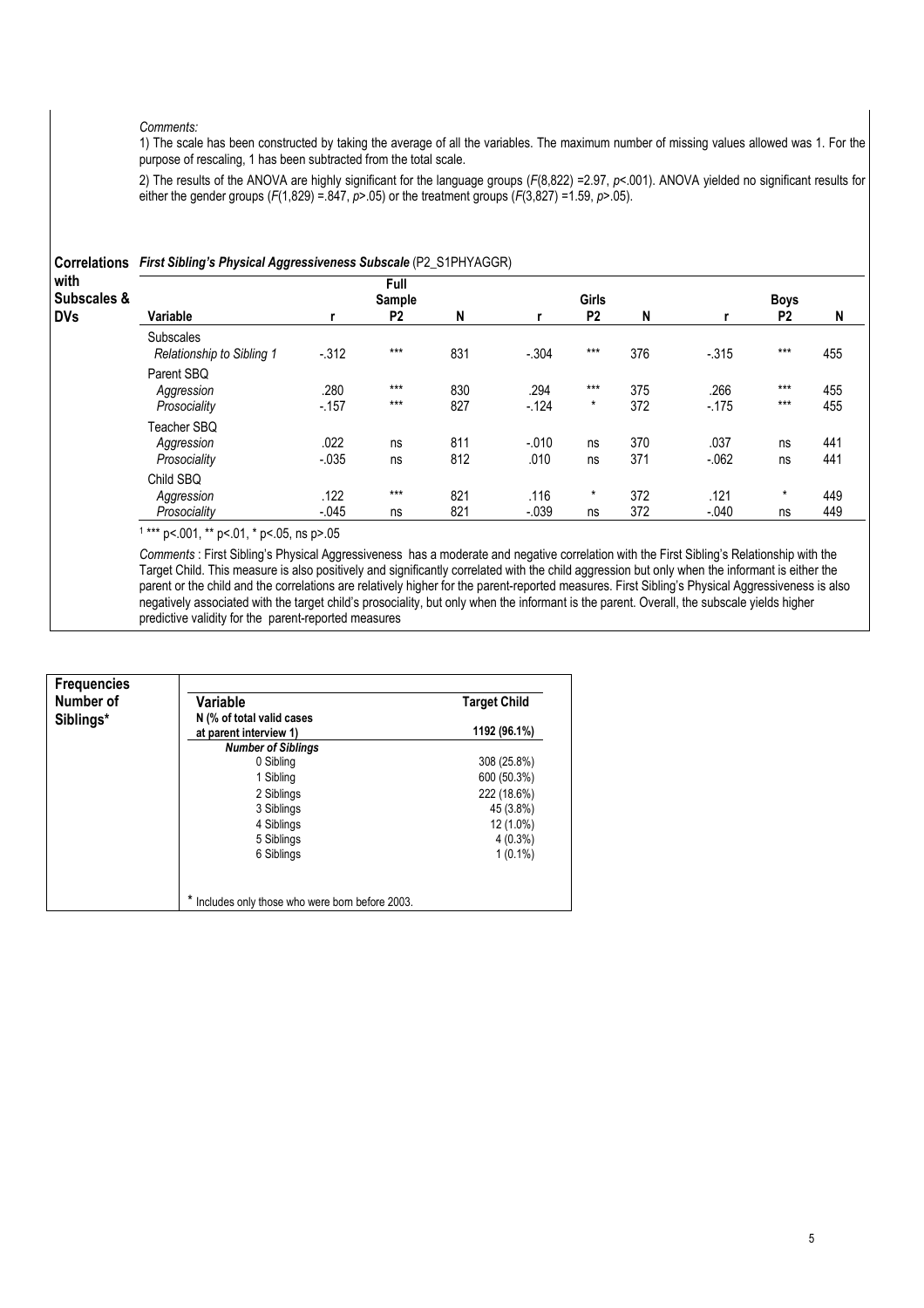*Comments:*

1) The scale has been constructed by taking the average of all the variables. The maximum number of missing values allowed was 1. For the purpose of rescaling, 1 has been subtracted from the total scale.

2) The results of the ANOVA are highly significant for the language groups ($F(8,822)$ =2.97, $p$<.001). ANOVA yielded no significant results for either the gender groups ($F(1,829)$ =.847, $p$>.05) or the treatment groups ($F(3,827)$ =1.59, $p$>.05).

**Correlations with Subscales & DVs**

***First Sibling's Physical Aggressiveness Subscale*** (P2_S1PHYAGGR)

| Variable | Full Sample r | P2 | N | Girls r | P2 | N | Boys r | P2 | N |
|---|---|---|---|---|---|---|---|---|---|
| Subscales | | | | | | | | | |
| *Relationship to Sibling 1* | -.312 | *** | 831 | -.304 | *** | 376 | -.315 | *** | 455 |
| Parent SBQ | | | | | | | | | |
| *Aggression* | .280 | *** | 830 | .294 | *** | 375 | .266 | *** | 455 |
| *Prosociality* | -.157 | *** | 827 | -.124 | * | 372 | -.175 | *** | 455 |
| Teacher SBQ | | | | | | | | | |
| *Aggression* | .022 | ns | 811 | -.010 | ns | 370 | .037 | ns | 441 |
| *Prosociality* | -.035 | ns | 812 | .010 | ns | 371 | -.062 | ns | 441 |
| Child SBQ | | | | | | | | | |
| *Aggression* | .122 | *** | 821 | .116 | * | 372 | .121 | * | 449 |
| *Prosociality* | -.045 | ns | 821 | -.039 | ns | 372 | -.040 | ns | 449 |

[1] *** p<.001, ** p<.01, * p<.05, ns p>.05

*Comments* : First Sibling's Physical Aggressiveness has a moderate and negative correlation with the First Sibling's Relationship with the Target Child. This measure is also positively and significantly correlated with the child aggression but only when the informant is either the parent or the child and the correlations are relatively higher for the parent-reported measures. First Sibling's Physical Aggressiveness is also negatively associated with the target child's prosociality, but only when the informant is the parent. Overall, the subscale yields higher predictive validity for the parent-reported measures

**Frequencies Number of Siblings***

| Variable | Target Child |
|---|---|
| N (% of total valid cases at parent interview 1) | 1192 (96.1%) |
| ***Number of Siblings*** | |
| 0 Sibling | 308 (25.8%) |
| 1 Sibling | 600 (50.3%) |
| 2 Siblings | 222 (18.6%) |
| 3 Siblings | 45 (3.8%) |
| 4 Siblings | 12 (1.0%) |
| 5 Siblings | 4 (0.3%) |
| 6 Siblings | 1 (0.1%) |

\* Includes only those who were born before 2003.